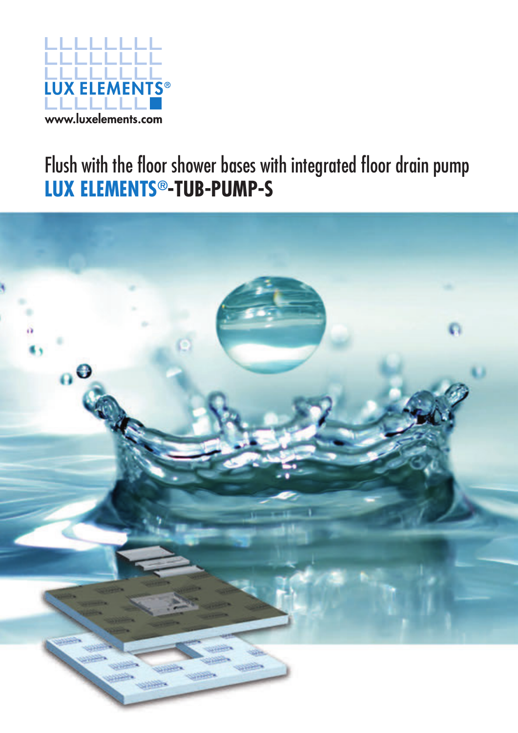LUX ELEMENTS®

www.luxelements.com

# Flush with the floor shower bases with integrated floor drain pump

# LUX ELEMENTS®-TUB-PUMP-S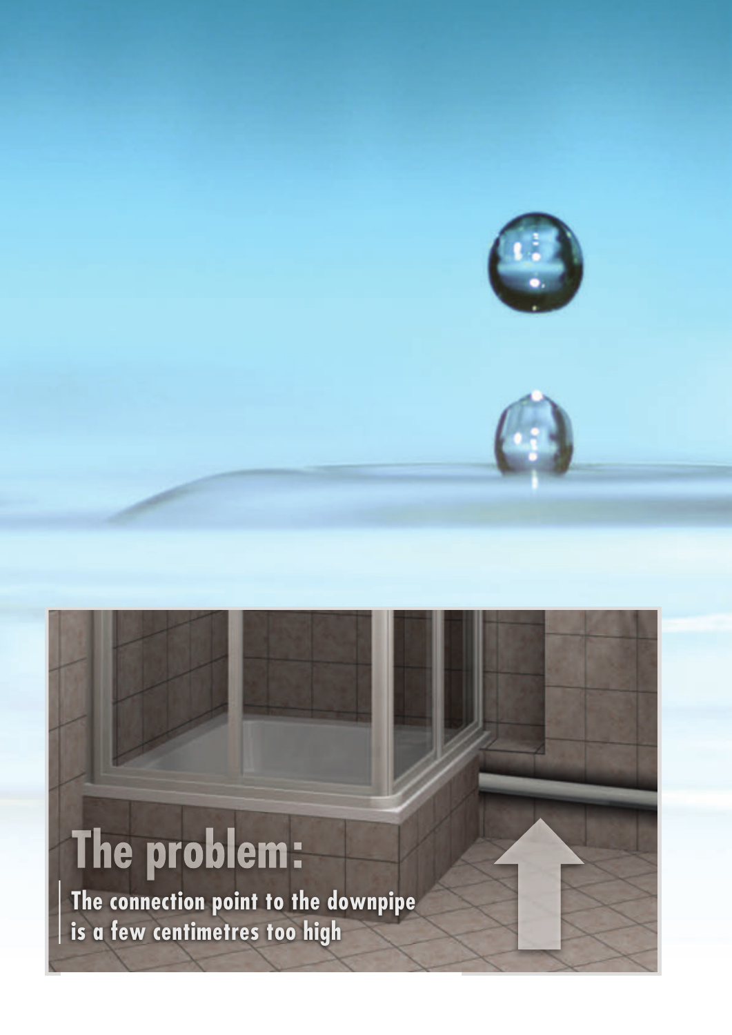# The problem:

The connection point to the downpipe is a few centimetres too high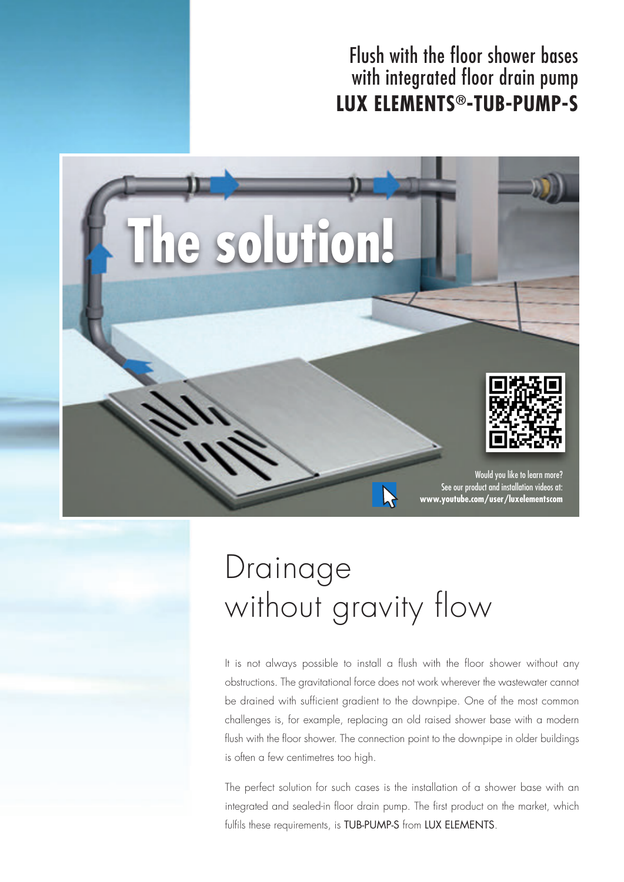Flush with the floor shower bases
with integrated floor drain pump
**LUX ELEMENTS®-TUB-PUMP-S**

The solution!

Would you like to learn more?
See our product and installation videos at:
**www.youtube.com/user/luxelementscom**

# Drainage without gravity flow

It is not always possible to install a flush with the floor shower without any obstructions. The gravitational force does not work wherever the wastewater cannot be drained with sufficient gradient to the downpipe. One of the most common challenges is, for example, replacing an old raised shower base with a modern flush with the floor shower. The connection point to the downpipe in older buildings is often a few centimetres too high.

The perfect solution for such cases is the installation of a shower base with an integrated and sealed-in floor drain pump. The first product on the market, which fulfils these requirements, is TUB-PUMP-S from LUX ELEMENTS.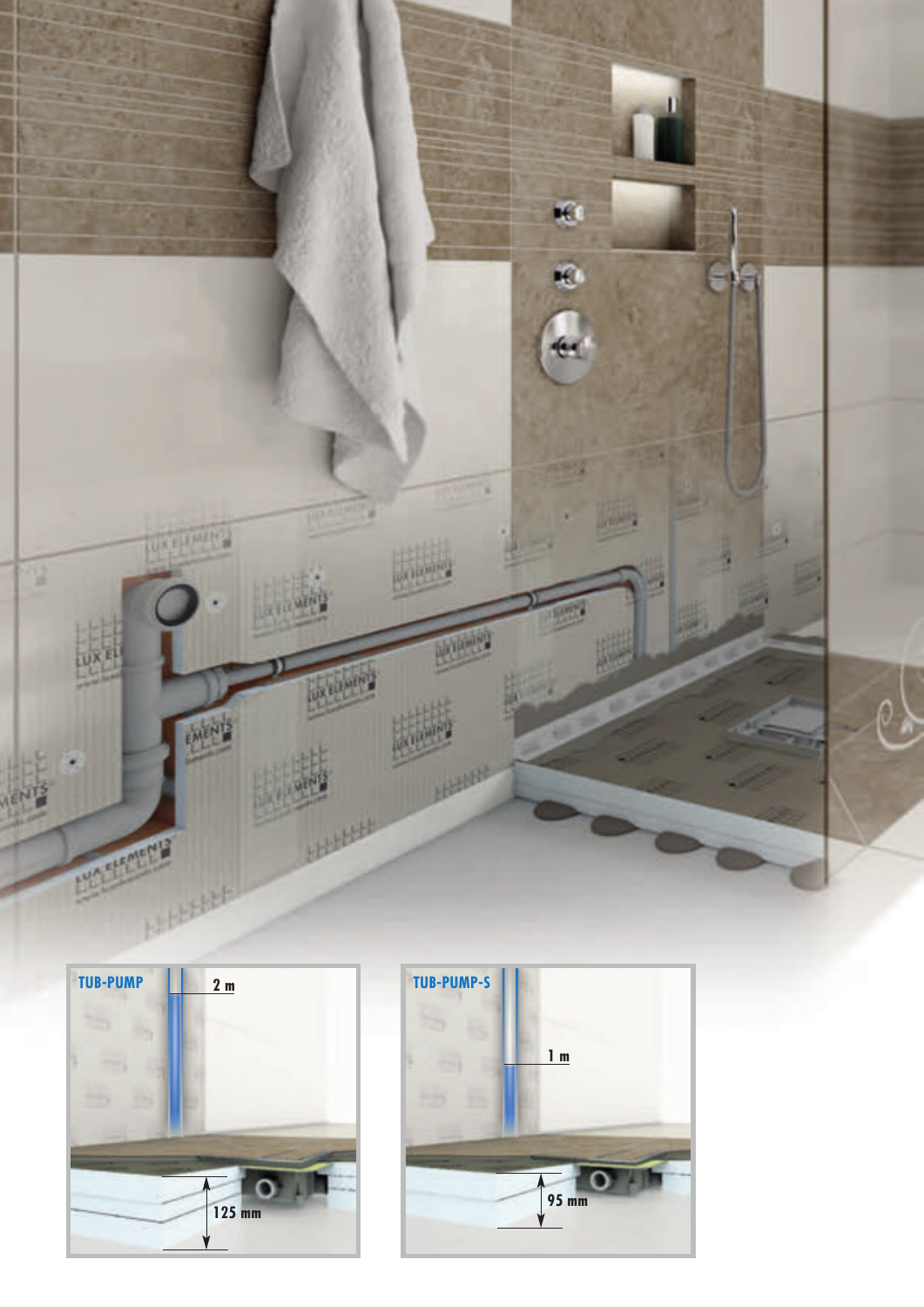TUB-PUMP

2 m

125 mm

TUB-PUMP-S

1 m

95 mm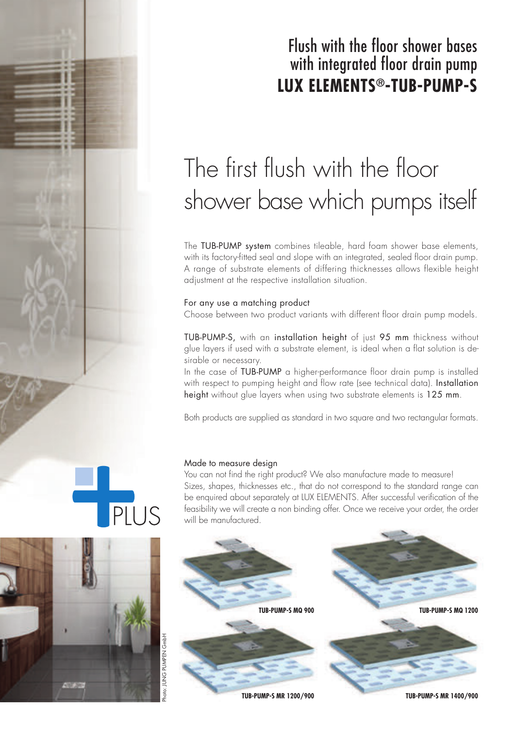# Flush with the floor shower bases with integrated floor drain pump
# LUX ELEMENTS®-TUB-PUMP-S

## The first flush with the floor shower base which pumps itself

The TUB-PUMP system combines tileable, hard foam shower base elements, with its factory-fitted seal and slope with an integrated, sealed floor drain pump. A range of substrate elements of differing thicknesses allows flexible height adjustment at the respective installation situation.

For any use a matching product

Choose between two product variants with different floor drain pump models.

TUB-PUMP-S, with an installation height of just 95 mm thickness without glue layers if used with a substrate element, is ideal when a flat solution is desirable or necessary.

In the case of TUB-PUMP a higher-performance floor drain pump is installed with respect to pumping height and flow rate (see technical data). Installation height without glue layers when using two substrate elements is 125 mm.

Both products are supplied as standard in two square and two rectangular formats.

PLUS

Made to measure design

You can not find the right product? We also manufacture made to measure! Sizes, shapes, thicknesses etc., that do not correspond to the standard range can be enquired about separately at LUX ELEMENTS. After successful verification of the feasibility we will create a non binding offer. Once we receive your order, the order will be manufactured.

Photo: JUNG PUMPEN GmbH

**TUB-PUMP-S MQ 900**

**TUB-PUMP-S MQ 1200**

**TUB-PUMP-S MR 1200/900**

**TUB-PUMP-S MR 1400/900**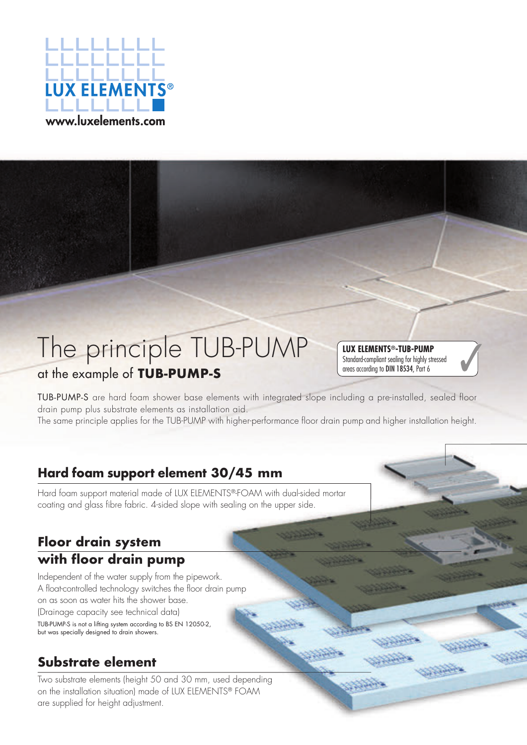LUX ELEMENTS®

www.luxelements.com

# The principle TUB-PUMP

## at the example of **TUB-PUMP-S**

**LUX ELEMENTS®-TUB-PUMP**
Standard-compliant sealing for highly stressed areas according to **DIN 18534**, Part 6

TUB-PUMP-S are hard foam shower base elements with integrated slope including a pre-installed, sealed floor drain pump plus substrate elements as installation aid.
The same principle applies for the TUB-PUMP with higher-performance floor drain pump and higher installation height.

### Hard foam support element 30/45 mm

Hard foam support material made of LUX ELEMENTS®-FOAM with dual-sided mortar coating and glass fibre fabric. 4-sided slope with sealing on the upper side.

### Floor drain system with floor drain pump

Independent of the water supply from the pipework.
A float-controlled technology switches the floor drain pump on as soon as water hits the shower base.
(Drainage capacity see technical data)

TUB-PUMP-S is not a lifting system according to BS EN 12050-2, but was specially designed to drain showers.

### Substrate element

Two substrate elements (height 50 and 30 mm, used depending on the installation situation) made of LUX ELEMENTS® FOAM are supplied for height adjustment.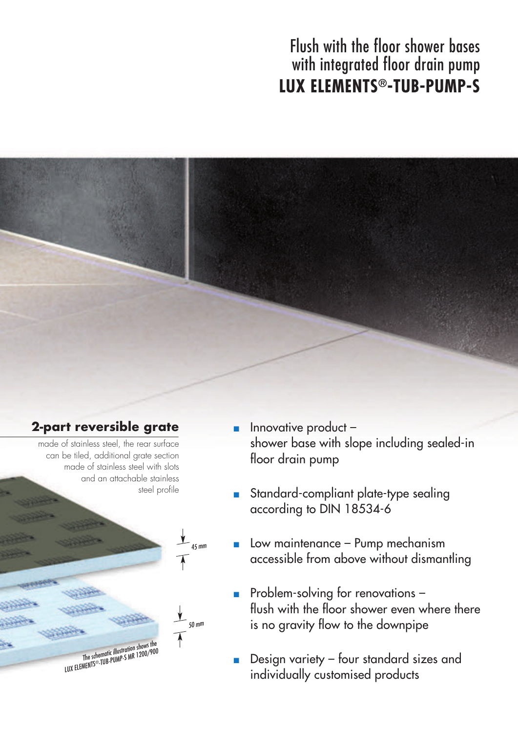# Flush with the floor shower bases with integrated floor drain pump
# LUX ELEMENTS®-TUB-PUMP-S

## 2-part reversible grate

made of stainless steel, the rear surface can be tiled, additional grate section made of stainless steel with slots and an attachable stainless steel profile

45 mm

50 mm

The schematic illustration shows the LUX ELEMENTS®-TUB-PUMP-S MR 1200/900

- Innovative product – shower base with slope including sealed-in floor drain pump
- Standard-compliant plate-type sealing according to DIN 18534-6
- Low maintenance – Pump mechanism accessible from above without dismantling
- Problem-solving for renovations – flush with the floor shower even where there is no gravity flow to the downpipe
- Design variety – four standard sizes and individually customised products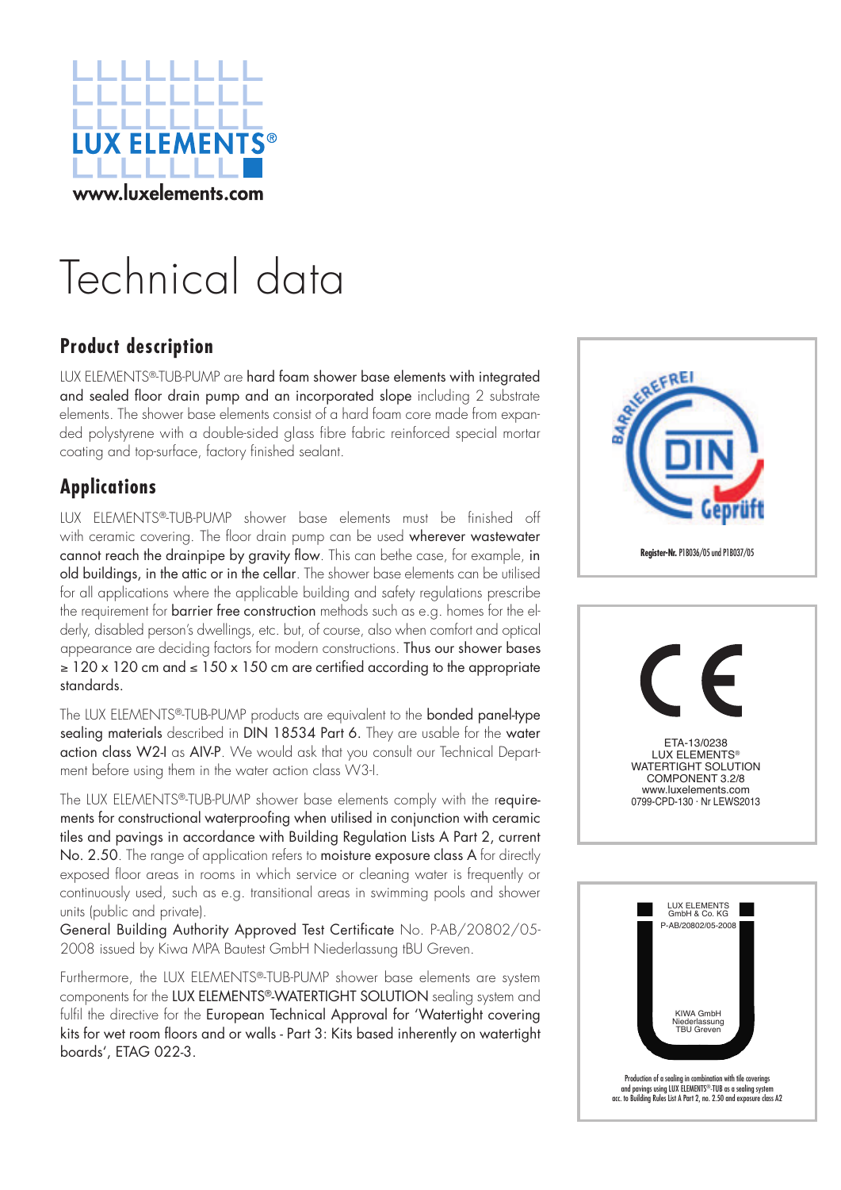LUX ELEMENTS®

www.luxelements.com

# Technical data

## Product description

LUX ELEMENTS®-TUB-PUMP are hard foam shower base elements with integrated and sealed floor drain pump and an incorporated slope including 2 substrate elements. The shower base elements consist of a hard foam core made from expanded polystyrene with a double-sided glass fibre fabric reinforced special mortar coating and top-surface, factory finished sealant.

## Applications

LUX ELEMENTS®-TUB-PUMP shower base elements must be finished off with ceramic covering. The floor drain pump can be used wherever wastewater cannot reach the drainpipe by gravity flow. This can bethe case, for example, in old buildings, in the attic or in the cellar. The shower base elements can be utilised for all applications where the applicable building and safety regulations prescribe the requirement for barrier free construction methods such as e.g. homes for the elderly, disabled person's dwellings, etc. but, of course, also when comfort and optical appearance are deciding factors for modern constructions. Thus our shower bases ≥ 120 x 120 cm and ≤ 150 x 150 cm are certified according to the appropriate standards.

The LUX ELEMENTS®-TUB-PUMP products are equivalent to the bonded panel-type sealing materials described in DIN 18534 Part 6. They are usable for the water action class W2-I as AIV-P. We would ask that you consult our Technical Department before using them in the water action class W3-I.

The LUX ELEMENTS®-TUB-PUMP shower base elements comply with the requirements for constructional waterproofing when utilised in conjunction with ceramic tiles and pavings in accordance with Building Regulation Lists A Part 2, current No. 2.50. The range of application refers to moisture exposure class A for directly exposed floor areas in rooms in which service or cleaning water is frequently or continuously used, such as e.g. transitional areas in swimming pools and shower units (public and private).

General Building Authority Approved Test Certificate No. P-AB/20802/05-2008 issued by Kiwa MPA Bautest GmbH Niederlassung tBU Greven.

Furthermore, the LUX ELEMENTS®-TUB-PUMP shower base elements are system components for the LUX ELEMENTS®-WATERTIGHT SOLUTION sealing system and fulfil the directive for the European Technical Approval for 'Watertight covering kits for wet room floors and or walls - Part 3: Kits based inherently on watertight boards', ETAG 022-3.

BARRIEREFREI DIN Geprüft

**Register-Nr.** P1B036/05 und P1B037/05

CE

ETA-13/0238
LUX ELEMENTS®
WATERTIGHT SOLUTION
COMPONENT 3.2/8
www.luxelements.com
0799-CPD-130 · Nr LEWS2013

LUX ELEMENTS GmbH & Co. KG
P-AB/20802/05-2008

KIWA GmbH
Niederlassung
TBU Greven

Production of a sealing in combination with tile coverings and pavings using LUX ELEMENTS®-TUB as a sealing system acc. to Building Rules List A Part 2, no. 2.50 and exposure class A2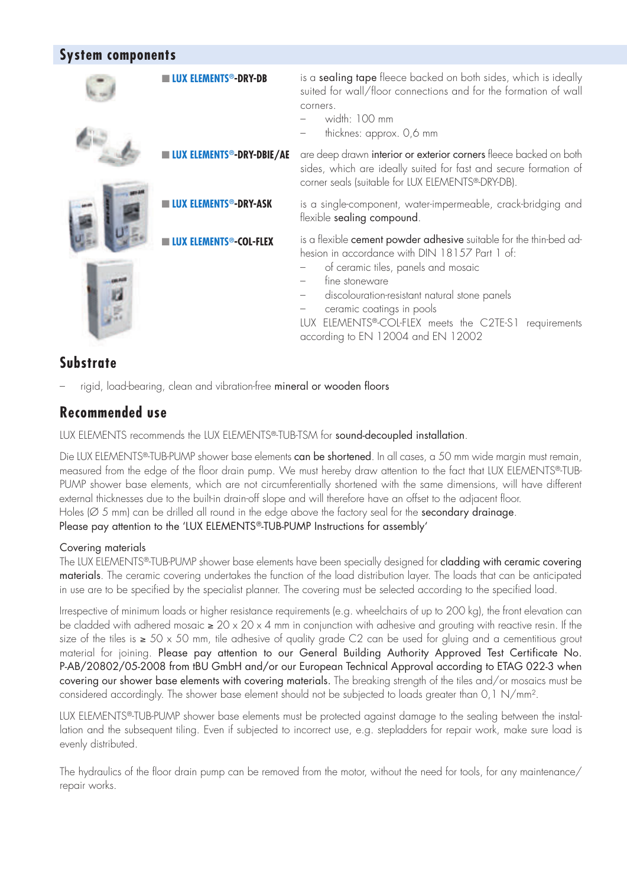## System components

■ **LUX ELEMENTS®-DRY-DB** is a sealing tape fleece backed on both sides, which is ideally suited for wall/floor connections and for the formation of wall corners.

- width: 100 mm
- thicknes: approx. 0,6 mm

■ **LUX ELEMENTS®-DRY-DBIE/AE** are deep drawn interior or exterior corners fleece backed on both sides, which are ideally suited for fast and secure formation of corner seals (suitable for LUX ELEMENTS®-DRY-DB).

■ **LUX ELEMENTS®-DRY-ASK** is a single-component, water-impermeable, crack-bridging and flexible sealing compound.

■ **LUX ELEMENTS®-COL-FLEX** is a flexible cement powder adhesive suitable for the thin-bed adhesion in accordance with DIN 18157 Part 1 of:

- of ceramic tiles, panels and mosaic
- fine stoneware
- discolouration-resistant natural stone panels
- ceramic coatings in pools

LUX ELEMENTS®-COL-FLEX meets the C2TE-S1 requirements according to EN 12004 and EN 12002

## Substrate

- rigid, load-bearing, clean and vibration-free mineral or wooden floors

## Recommended use

LUX ELEMENTS recommends the LUX ELEMENTS®-TUB-TSM for sound-decoupled installation.

Die LUX ELEMENTS®-TUB-PUMP shower base elements can be shortened. In all cases, a 50 mm wide margin must remain, measured from the edge of the floor drain pump. We must hereby draw attention to the fact that LUX ELEMENTS®-TUB-PUMP shower base elements, which are not circumferentially shortened with the same dimensions, will have different external thicknesses due to the built-in drain-off slope and will therefore have an offset to the adjacent floor.
Holes (∅ 5 mm) can be drilled all round in the edge above the factory seal for the secondary drainage.
Please pay attention to the 'LUX ELEMENTS®-TUB-PUMP Instructions for assembly'

Covering materials
The LUX ELEMENTS®-TUB-PUMP shower base elements have been specially designed for cladding with ceramic covering materials. The ceramic covering undertakes the function of the load distribution layer. The loads that can be anticipated in use are to be specified by the specialist planner. The covering must be selected according to the specified load.

Irrespective of minimum loads or higher resistance requirements (e.g. wheelchairs of up to 200 kg), the front elevation can be cladded with adhered mosaic ≥ 20 x 20 x 4 mm in conjunction with adhesive and grouting with reactive resin. If the size of the tiles is ≥ 50 x 50 mm, tile adhesive of quality grade C2 can be used for gluing and a cementitious grout material for joining. Please pay attention to our General Building Authority Approved Test Certificate No. P-AB/20802/05-2008 from tBU GmbH and/or our European Technical Approval according to ETAG 022-3 when covering our shower base elements with covering materials. The breaking strength of the tiles and/or mosaics must be considered accordingly. The shower base element should not be subjected to loads greater than 0,1 N/mm².

LUX ELEMENTS®-TUB-PUMP shower base elements must be protected against damage to the sealing between the installation and the subsequent tiling. Even if subjected to incorrect use, e.g. stepladders for repair work, make sure load is evenly distributed.

The hydraulics of the floor drain pump can be removed from the motor, without the need for tools, for any maintenance/repair works.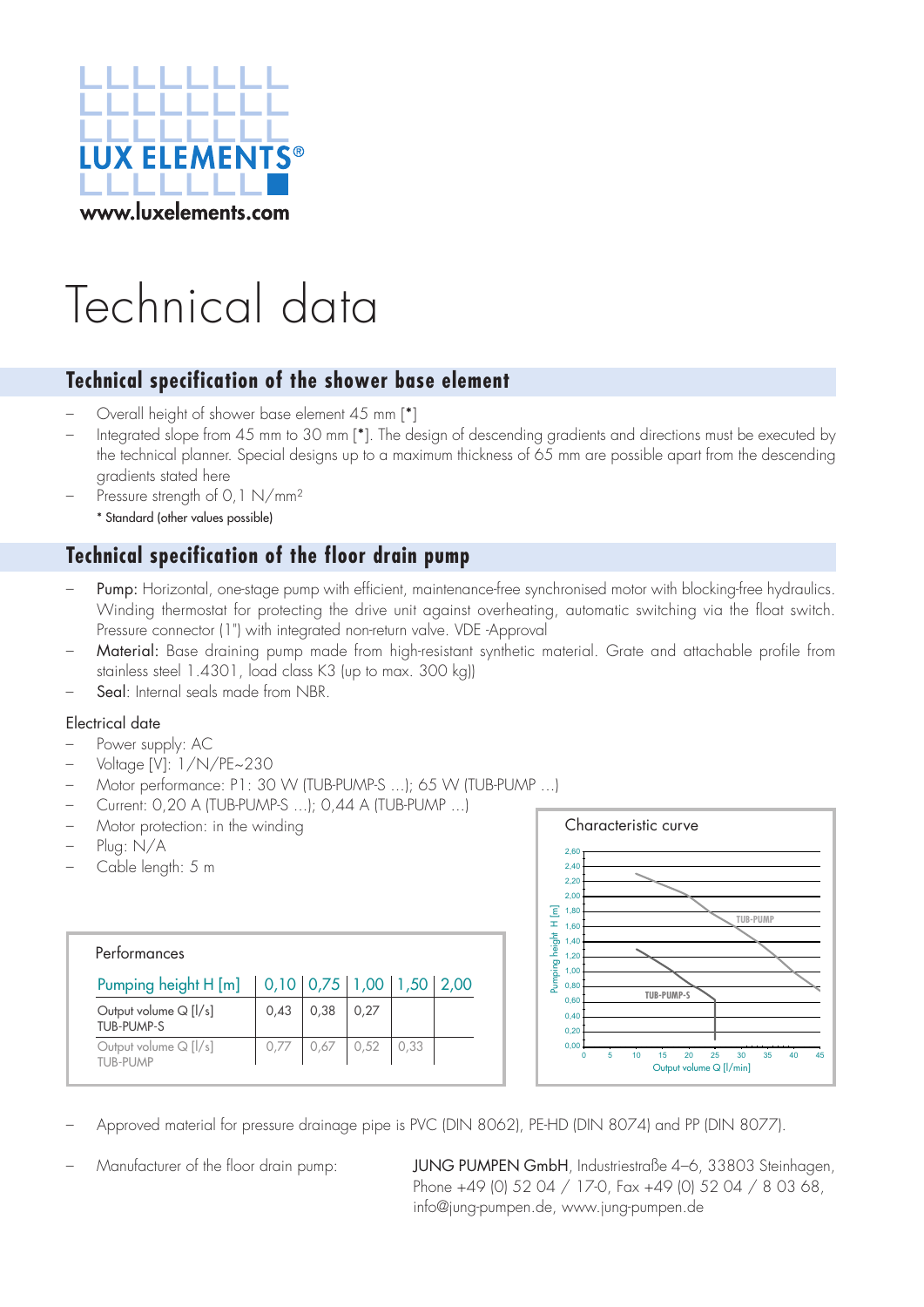LUX ELEMENTS®

www.luxelements.com

# Technical data

## Technical specification of the shower base element

- Overall height of shower base element 45 mm [*]
- Integrated slope from 45 mm to 30 mm [*]. The design of descending gradients and directions must be executed by the technical planner. Special designs up to a maximum thickness of 65 mm are possible apart from the descending gradients stated here
- Pressure strength of 0,1 N/mm²

  * Standard (other values possible)

## Technical specification of the floor drain pump

- Pump: Horizontal, one-stage pump with efficient, maintenance-free synchronised motor with blocking-free hydraulics. Winding thermostat for protecting the drive unit against overheating, automatic switching via the float switch. Pressure connector (1") with integrated non-return valve. VDE -Approval
- Material: Base draining pump made from high-resistant synthetic material. Grate and attachable profile from stainless steel 1.4301, load class K3 (up to max. 300 kg))
- Seal: Internal seals made from NBR.

### Electrical date

- Power supply: AC
- Voltage [V]: 1/N/PE~230
- Motor performance: P1: 30 W (TUB-PUMP-S ...); 65 W (TUB-PUMP ...)
- Current: 0,20 A (TUB-PUMP-S ...); 0,44 A (TUB-PUMP ...)
- Motor protection: in the winding
- Plug: N/A
- Cable length: 5 m

Performances

| Pumping height H [m] | 0,10 | 0,75 | 1,00 | 1,50 | 2,00 |
|---|---|---|---|---|---|
| Output volume Q [l/s] TUB-PUMP-S | 0,43 | 0,38 | 0,27 | | |
| Output volume Q [l/s] TUB-PUMP | 0,77 | 0,67 | 0,52 | 0,33 | |

Characteristic curve

- Approved material for pressure drainage pipe is PVC (DIN 8062), PE-HD (DIN 8074) and PP (DIN 8077).
- Manufacturer of the floor drain pump: JUNG PUMPEN GmbH, Industriestraße 4–6, 33803 Steinhagen, Phone +49 (0) 52 04 / 17-0, Fax +49 (0) 52 04 / 8 03 68, info@jung-pumpen.de, www.jung-pumpen.de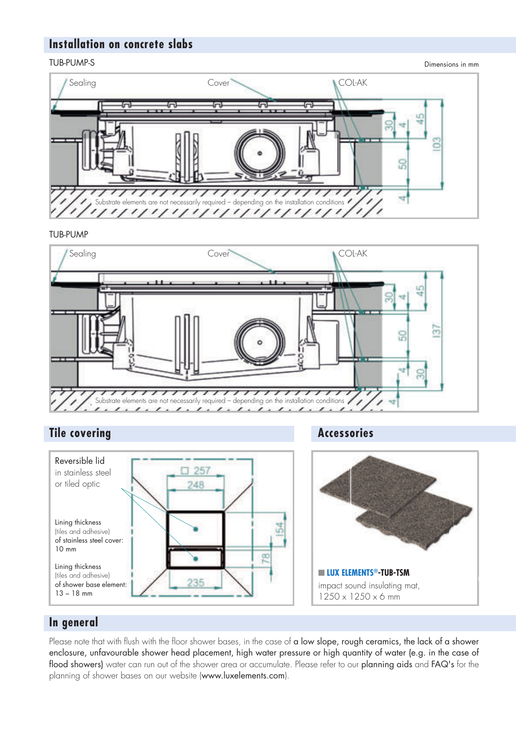## Installation on concrete slabs

TUB-PUMP-S

Dimensions in mm

Sealing  Cover  COL-AK

30  4  45  103  50  4

Substrate elements are not necessarily required – depending on the installation conditions

TUB-PUMP

Sealing  Cover  COL-AK

30  4  45  50  137  4  30  4

Substrate elements are not necessarily required – depending on the installation conditions

## Tile covering

Reversible lid in stainless steel or tiled optic

Lining thickness (tiles and adhesive) of stainless steel cover: 10 mm

Lining thickness (tiles and adhesive) of shower base element: 13 – 18 mm

□ 257  248  154  78  235

## Accessories

**LUX ELEMENTS®-TUB-TSM**

impact sound insulating mat, 1250 x 1250 x 6 mm

## In general

Please note that with flush with the floor shower bases, in the case of a low slope, rough ceramics, the lack of a shower enclosure, unfavourable shower head placement, high water pressure or high quantity of water (e.g. in the case of flood showers) water can run out of the shower area or accumulate. Please refer to our planning aids and FAQ's for the planning of shower bases on our website (www.luxelements.com).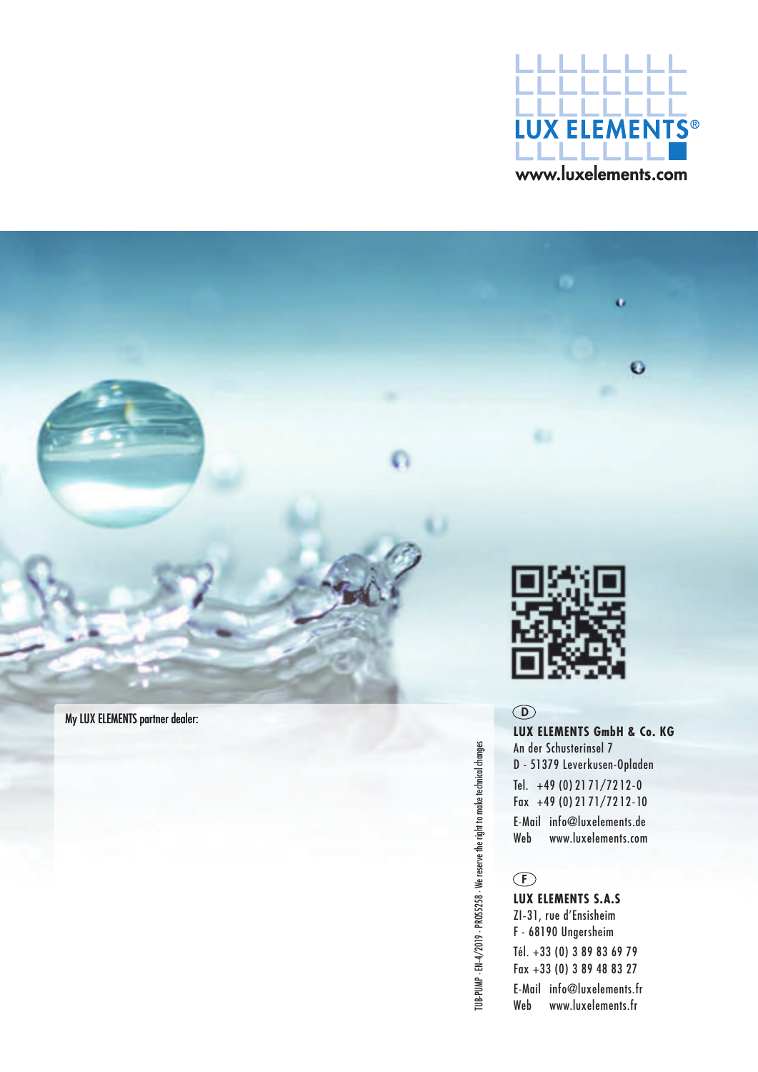LUX ELEMENTS®

www.luxelements.com

My LUX ELEMENTS partner dealer:

TUB-PUMP · EN-4/2019 · PROS5258 · We reserve the right to make technical changes

(D)

**LUX ELEMENTS GmbH & Co. KG**
An der Schusterinsel 7
D - 51379 Leverkusen-Opladen

Tel. +49 (0) 21 71/72 12-0
Fax +49 (0) 21 71/72 12-10

E-Mail info@luxelements.de
Web www.luxelements.com

(F)

**LUX ELEMENTS S.A.S**
ZI-31, rue d'Ensisheim
F - 68190 Ungersheim

Tél. +33 (0) 3 89 83 69 79
Fax +33 (0) 3 89 48 83 27

E-Mail info@luxelements.fr
Web www.luxelements.fr